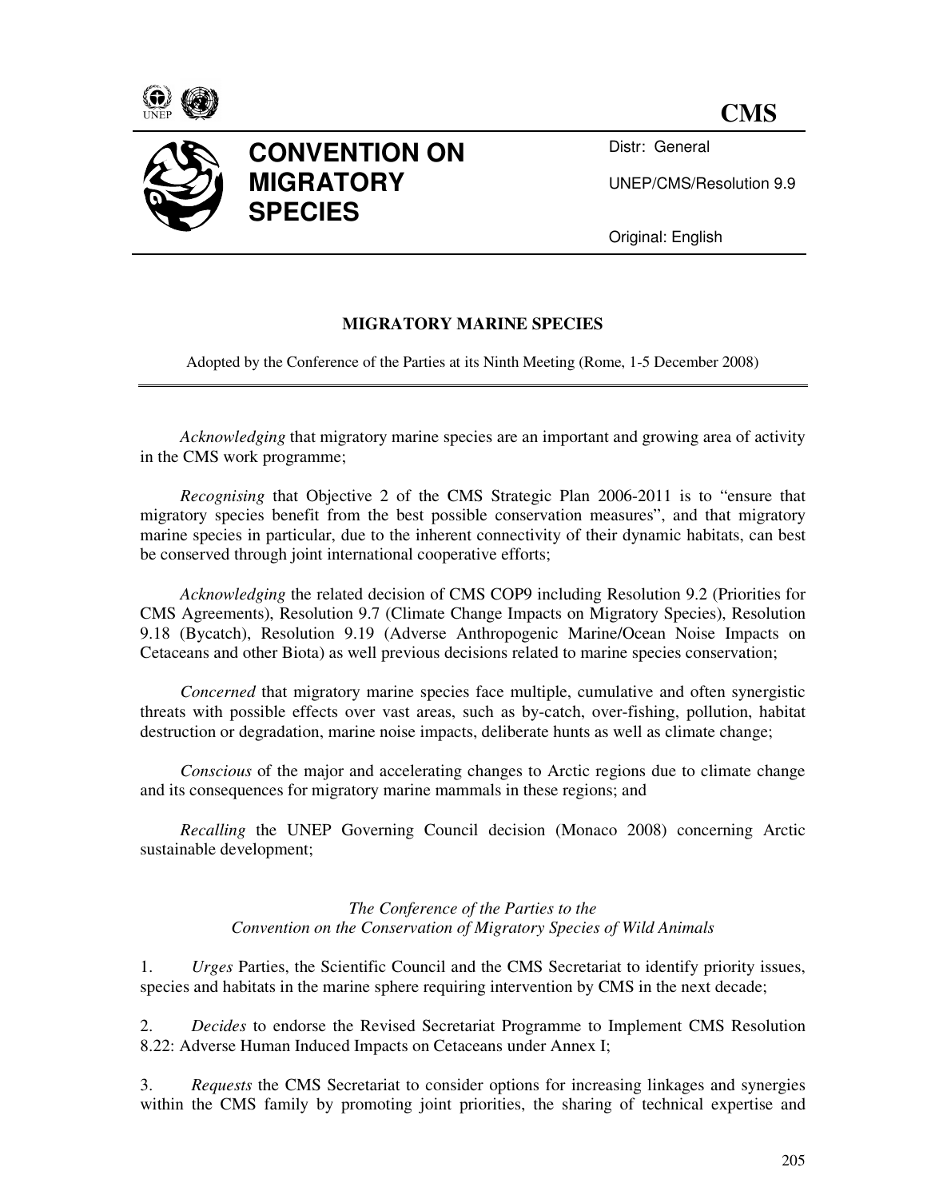**CMS**

# CONVENTION ON MIGRATORY SPECIES

Distr: General

UNEP/CMS/Resolution 9.9

Original: English

## MIGRATORY MARINE SPECIES

Adopted by the Conference of the Parties at its Ninth Meeting (Rome, 1-5 December 2008)

---

*Acknowledging* that migratory marine species are an important and growing area of activity in the CMS work programme;

*Recognising* that Objective 2 of the CMS Strategic Plan 2006-2011 is to "ensure that migratory species benefit from the best possible conservation measures", and that migratory marine species in particular, due to the inherent connectivity of their dynamic habitats, can best be conserved through joint international cooperative efforts;

*Acknowledging* the related decision of CMS COP9 including Resolution 9.2 (Priorities for CMS Agreements), Resolution 9.7 (Climate Change Impacts on Migratory Species), Resolution 9.18 (Bycatch), Resolution 9.19 (Adverse Anthropogenic Marine/Ocean Noise Impacts on Cetaceans and other Biota) as well previous decisions related to marine species conservation;

*Concerned* that migratory marine species face multiple, cumulative and often synergistic threats with possible effects over vast areas, such as by-catch, over-fishing, pollution, habitat destruction or degradation, marine noise impacts, deliberate hunts as well as climate change;

*Conscious* of the major and accelerating changes to Arctic regions due to climate change and its consequences for migratory marine mammals in these regions; and

*Recalling* the UNEP Governing Council decision (Monaco 2008) concerning Arctic sustainable development;

*The Conference of the Parties to the Convention on the Conservation of Migratory Species of Wild Animals*

1. *Urges* Parties, the Scientific Council and the CMS Secretariat to identify priority issues, species and habitats in the marine sphere requiring intervention by CMS in the next decade;

2. *Decides* to endorse the Revised Secretariat Programme to Implement CMS Resolution 8.22: Adverse Human Induced Impacts on Cetaceans under Annex I;

3. *Requests* the CMS Secretariat to consider options for increasing linkages and synergies within the CMS family by promoting joint priorities, the sharing of technical expertise and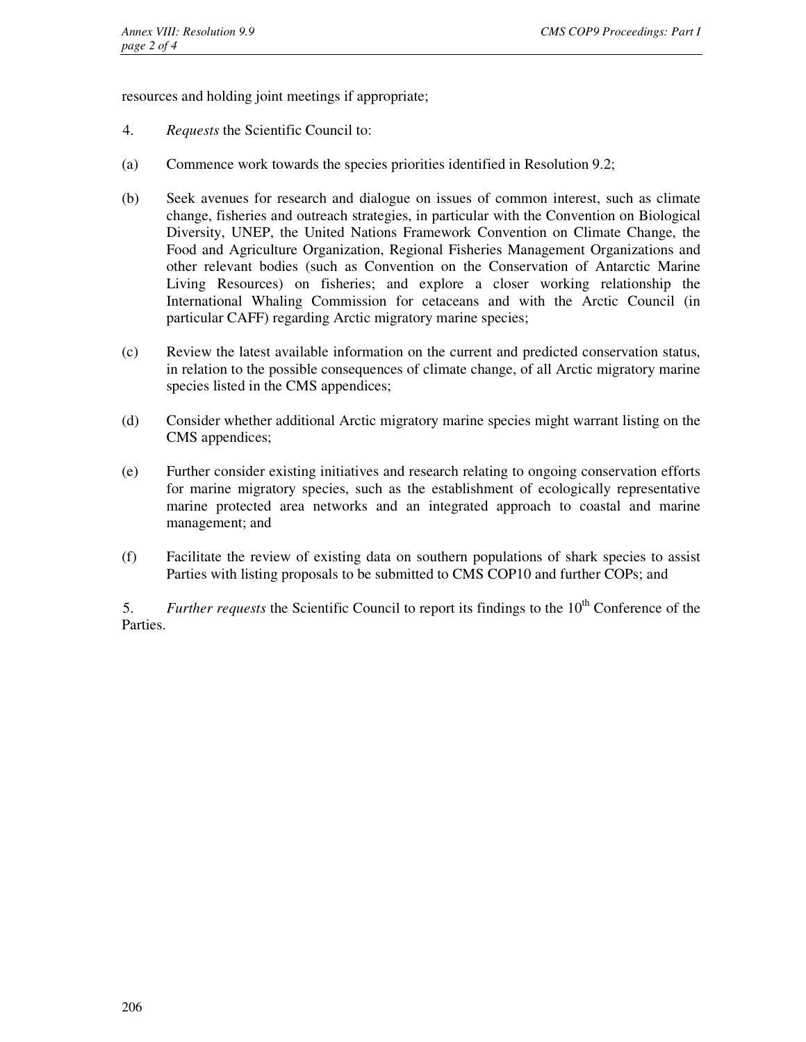resources and holding joint meetings if appropriate;

4. *Requests* the Scientific Council to:

(a) Commence work towards the species priorities identified in Resolution 9.2;

(b) Seek avenues for research and dialogue on issues of common interest, such as climate change, fisheries and outreach strategies, in particular with the Convention on Biological Diversity, UNEP, the United Nations Framework Convention on Climate Change, the Food and Agriculture Organization, Regional Fisheries Management Organizations and other relevant bodies (such as Convention on the Conservation of Antarctic Marine Living Resources) on fisheries; and explore a closer working relationship the International Whaling Commission for cetaceans and with the Arctic Council (in particular CAFF) regarding Arctic migratory marine species;

(c) Review the latest available information on the current and predicted conservation status, in relation to the possible consequences of climate change, of all Arctic migratory marine species listed in the CMS appendices;

(d) Consider whether additional Arctic migratory marine species might warrant listing on the CMS appendices;

(e) Further consider existing initiatives and research relating to ongoing conservation efforts for marine migratory species, such as the establishment of ecologically representative marine protected area networks and an integrated approach to coastal and marine management; and

(f) Facilitate the review of existing data on southern populations of shark species to assist Parties with listing proposals to be submitted to CMS COP10 and further COPs; and

5. *Further requests* the Scientific Council to report its findings to the 10th Conference of the Parties.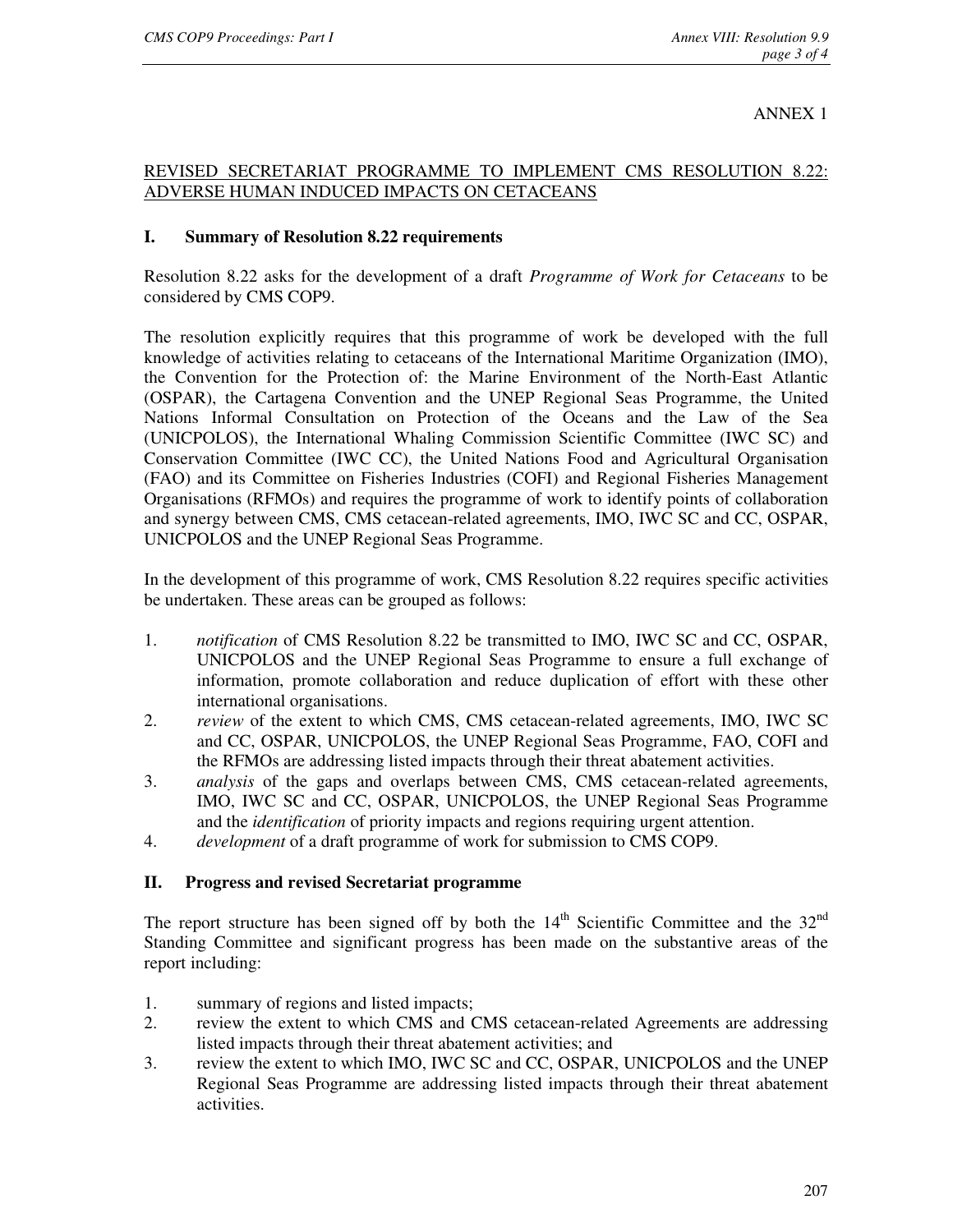ANNEX 1

## REVISED SECRETARIAT PROGRAMME TO IMPLEMENT CMS RESOLUTION 8.22: ADVERSE HUMAN INDUCED IMPACTS ON CETACEANS

### I. Summary of Resolution 8.22 requirements

Resolution 8.22 asks for the development of a draft *Programme of Work for Cetaceans* to be considered by CMS COP9.

The resolution explicitly requires that this programme of work be developed with the full knowledge of activities relating to cetaceans of the International Maritime Organization (IMO), the Convention for the Protection of: the Marine Environment of the North-East Atlantic (OSPAR), the Cartagena Convention and the UNEP Regional Seas Programme, the United Nations Informal Consultation on Protection of the Oceans and the Law of the Sea (UNICPOLOS), the International Whaling Commission Scientific Committee (IWC SC) and Conservation Committee (IWC CC), the United Nations Food and Agricultural Organisation (FAO) and its Committee on Fisheries Industries (COFI) and Regional Fisheries Management Organisations (RFMOs) and requires the programme of work to identify points of collaboration and synergy between CMS, CMS cetacean-related agreements, IMO, IWC SC and CC, OSPAR, UNICPOLOS and the UNEP Regional Seas Programme.

In the development of this programme of work, CMS Resolution 8.22 requires specific activities be undertaken. These areas can be grouped as follows:

1. *notification* of CMS Resolution 8.22 be transmitted to IMO, IWC SC and CC, OSPAR, UNICPOLOS and the UNEP Regional Seas Programme to ensure a full exchange of information, promote collaboration and reduce duplication of effort with these other international organisations.
2. *review* of the extent to which CMS, CMS cetacean-related agreements, IMO, IWC SC and CC, OSPAR, UNICPOLOS, the UNEP Regional Seas Programme, FAO, COFI and the RFMOs are addressing listed impacts through their threat abatement activities.
3. *analysis* of the gaps and overlaps between CMS, CMS cetacean-related agreements, IMO, IWC SC and CC, OSPAR, UNICPOLOS, the UNEP Regional Seas Programme and the *identification* of priority impacts and regions requiring urgent attention.
4. *development* of a draft programme of work for submission to CMS COP9.

### II. Progress and revised Secretariat programme

The report structure has been signed off by both the 14th Scientific Committee and the 32nd Standing Committee and significant progress has been made on the substantive areas of the report including:

1. summary of regions and listed impacts;
2. review the extent to which CMS and CMS cetacean-related Agreements are addressing listed impacts through their threat abatement activities; and
3. review the extent to which IMO, IWC SC and CC, OSPAR, UNICPOLOS and the UNEP Regional Seas Programme are addressing listed impacts through their threat abatement activities.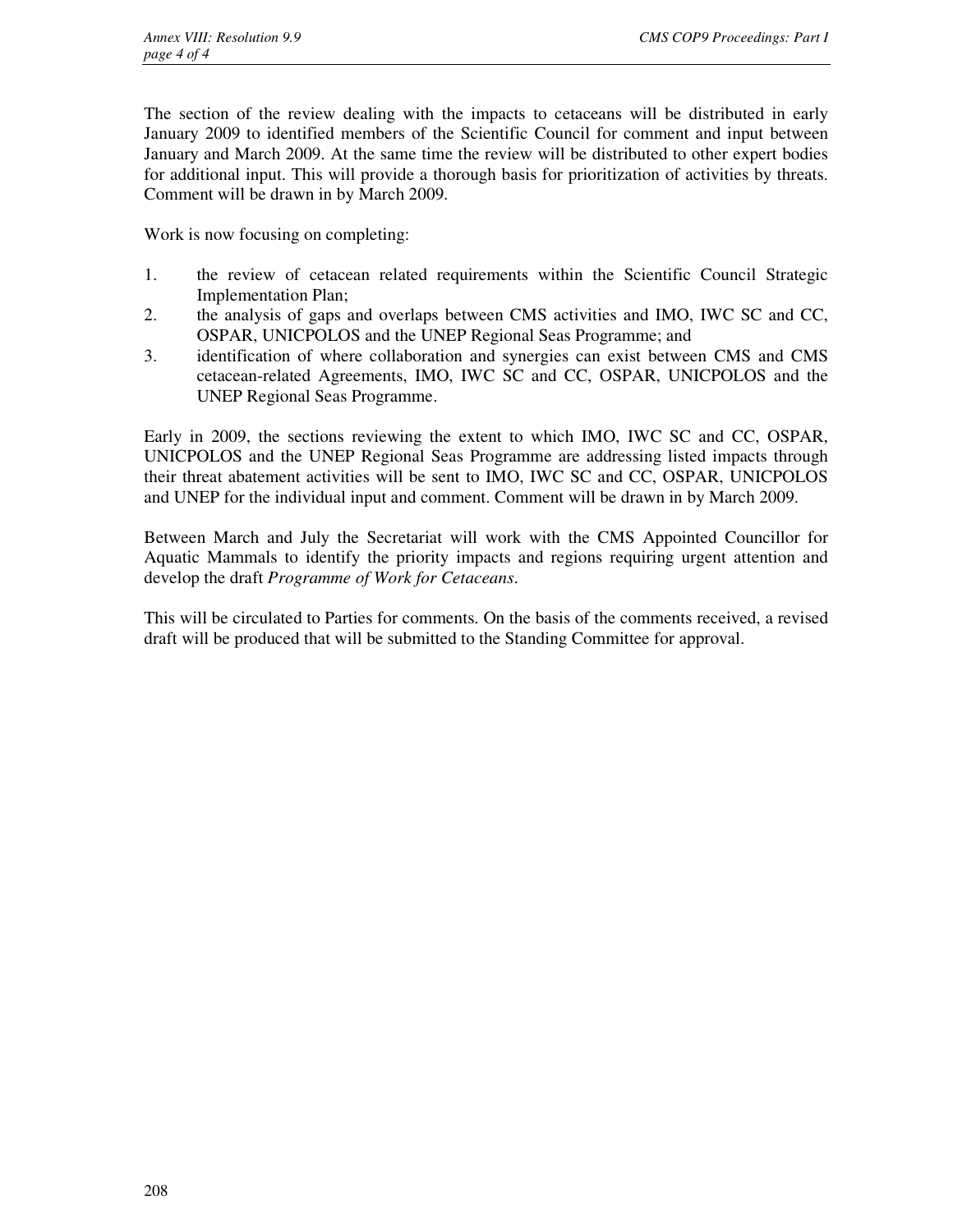The section of the review dealing with the impacts to cetaceans will be distributed in early January 2009 to identified members of the Scientific Council for comment and input between January and March 2009. At the same time the review will be distributed to other expert bodies for additional input. This will provide a thorough basis for prioritization of activities by threats. Comment will be drawn in by March 2009.

Work is now focusing on completing:

1. the review of cetacean related requirements within the Scientific Council Strategic Implementation Plan;
2. the analysis of gaps and overlaps between CMS activities and IMO, IWC SC and CC, OSPAR, UNICPOLOS and the UNEP Regional Seas Programme; and
3. identification of where collaboration and synergies can exist between CMS and CMS cetacean-related Agreements, IMO, IWC SC and CC, OSPAR, UNICPOLOS and the UNEP Regional Seas Programme.

Early in 2009, the sections reviewing the extent to which IMO, IWC SC and CC, OSPAR, UNICPOLOS and the UNEP Regional Seas Programme are addressing listed impacts through their threat abatement activities will be sent to IMO, IWC SC and CC, OSPAR, UNICPOLOS and UNEP for the individual input and comment. Comment will be drawn in by March 2009.

Between March and July the Secretariat will work with the CMS Appointed Councillor for Aquatic Mammals to identify the priority impacts and regions requiring urgent attention and develop the draft *Programme of Work for Cetaceans*.

This will be circulated to Parties for comments. On the basis of the comments received, a revised draft will be produced that will be submitted to the Standing Committee for approval.